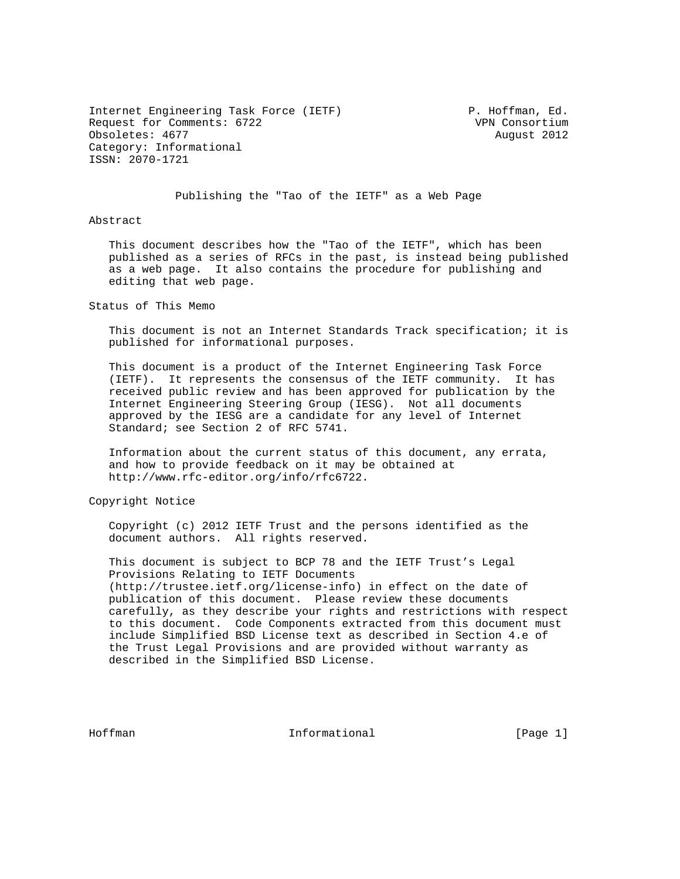Internet Engineering Task Force (IETF) P. Hoffman, Ed.
Request for Comments: 6722 VPN Consortium
Obsoletes: 4677 August 2012
Category: Informational
ISSN: 2070-1721

# Publishing the "Tao of the IETF" as a Web Page

## Abstract

This document describes how the "Tao of the IETF", which has been published as a series of RFCs in the past, is instead being published as a web page. It also contains the procedure for publishing and editing that web page.

## Status of This Memo

This document is not an Internet Standards Track specification; it is published for informational purposes.

This document is a product of the Internet Engineering Task Force (IETF). It represents the consensus of the IETF community. It has received public review and has been approved for publication by the Internet Engineering Steering Group (IESG). Not all documents approved by the IESG are a candidate for any level of Internet Standard; see Section 2 of RFC 5741.

Information about the current status of this document, any errata, and how to provide feedback on it may be obtained at http://www.rfc-editor.org/info/rfc6722.

## Copyright Notice

Copyright (c) 2012 IETF Trust and the persons identified as the document authors. All rights reserved.

This document is subject to BCP 78 and the IETF Trust's Legal Provisions Relating to IETF Documents (http://trustee.ietf.org/license-info) in effect on the date of publication of this document. Please review these documents carefully, as they describe your rights and restrictions with respect to this document. Code Components extracted from this document must include Simplified BSD License text as described in Section 4.e of the Trust Legal Provisions and are provided without warranty as described in the Simplified BSD License.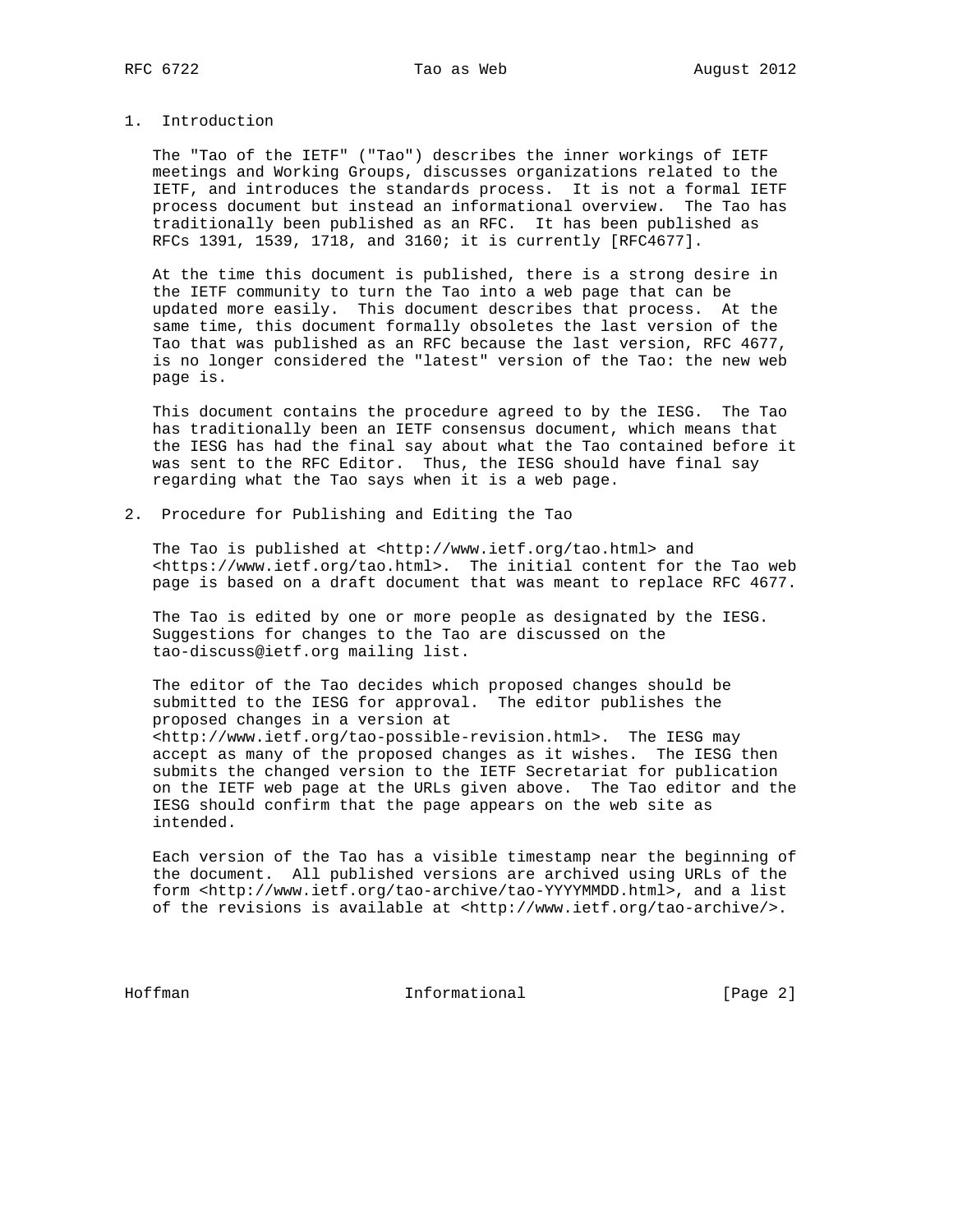## 1. Introduction

The "Tao of the IETF" ("Tao") describes the inner workings of IETF meetings and Working Groups, discusses organizations related to the IETF, and introduces the standards process. It is not a formal IETF process document but instead an informational overview. The Tao has traditionally been published as an RFC. It has been published as RFCs 1391, 1539, 1718, and 3160; it is currently [RFC4677].

At the time this document is published, there is a strong desire in the IETF community to turn the Tao into a web page that can be updated more easily. This document describes that process. At the same time, this document formally obsoletes the last version of the Tao that was published as an RFC because the last version, RFC 4677, is no longer considered the "latest" version of the Tao: the new web page is.

This document contains the procedure agreed to by the IESG. The Tao has traditionally been an IETF consensus document, which means that the IESG has had the final say about what the Tao contained before it was sent to the RFC Editor. Thus, the IESG should have final say regarding what the Tao says when it is a web page.

## 2. Procedure for Publishing and Editing the Tao

The Tao is published at <http://www.ietf.org/tao.html> and <https://www.ietf.org/tao.html>. The initial content for the Tao web page is based on a draft document that was meant to replace RFC 4677.

The Tao is edited by one or more people as designated by the IESG. Suggestions for changes to the Tao are discussed on the tao-discuss@ietf.org mailing list.

The editor of the Tao decides which proposed changes should be submitted to the IESG for approval. The editor publishes the proposed changes in a version at <http://www.ietf.org/tao-possible-revision.html>. The IESG may accept as many of the proposed changes as it wishes. The IESG then submits the changed version to the IETF Secretariat for publication on the IETF web page at the URLs given above. The Tao editor and the IESG should confirm that the page appears on the web site as intended.

Each version of the Tao has a visible timestamp near the beginning of the document. All published versions are archived using URLs of the form <http://www.ietf.org/tao-archive/tao-YYYYMMDD.html>, and a list of the revisions is available at <http://www.ietf.org/tao-archive/>.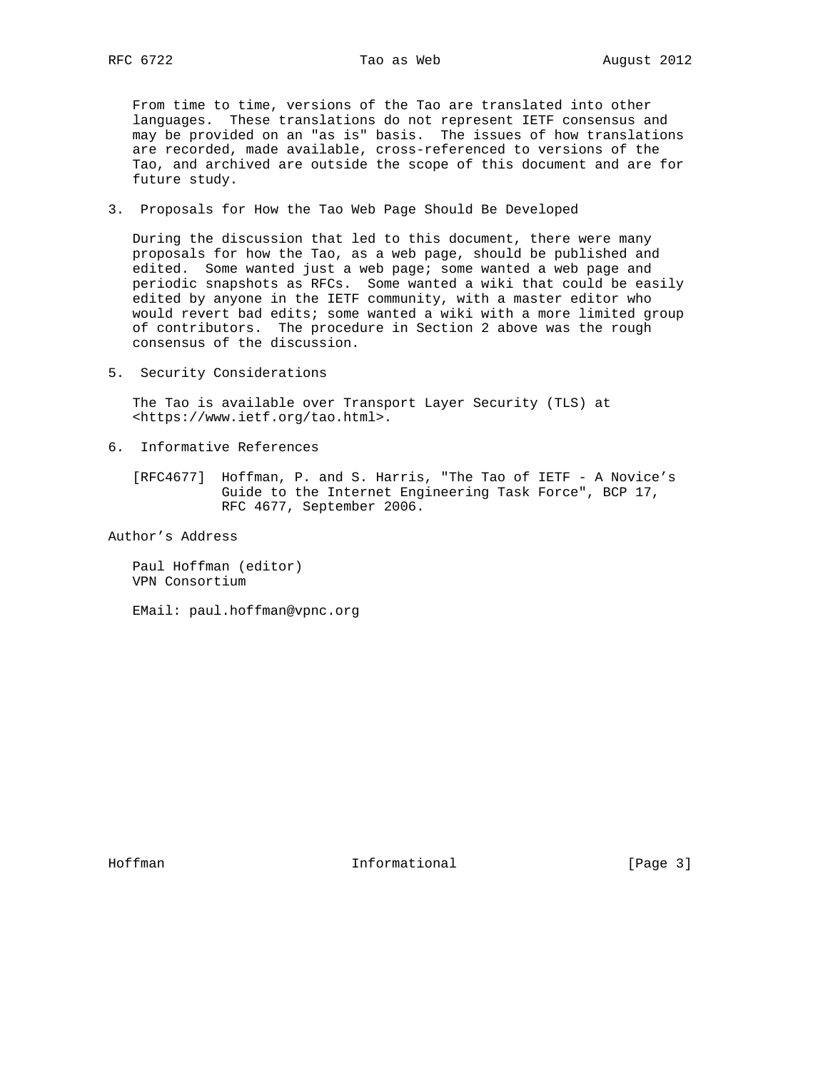From time to time, versions of the Tao are translated into other languages. These translations do not represent IETF consensus and may be provided on an "as is" basis. The issues of how translations are recorded, made available, cross-referenced to versions of the Tao, and archived are outside the scope of this document and are for future study.

## 3. Proposals for How the Tao Web Page Should Be Developed

During the discussion that led to this document, there were many proposals for how the Tao, as a web page, should be published and edited. Some wanted just a web page; some wanted a web page and periodic snapshots as RFCs. Some wanted a wiki that could be easily edited by anyone in the IETF community, with a master editor who would revert bad edits; some wanted a wiki with a more limited group of contributors. The procedure in Section 2 above was the rough consensus of the discussion.

## 5. Security Considerations

The Tao is available over Transport Layer Security (TLS) at <https://www.ietf.org/tao.html>.

## 6. Informative References

[RFC4677] Hoffman, P. and S. Harris, "The Tao of IETF - A Novice's Guide to the Internet Engineering Task Force", BCP 17, RFC 4677, September 2006.

## Author's Address

Paul Hoffman (editor)
VPN Consortium

EMail: paul.hoffman@vpnc.org